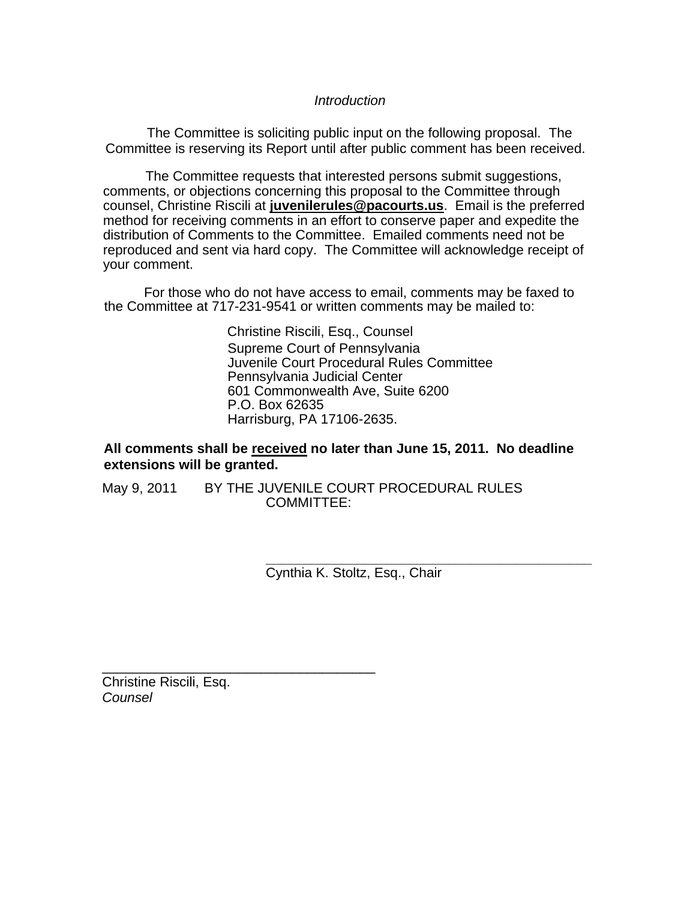*Introduction*

The Committee is soliciting public input on the following proposal. The Committee is reserving its Report until after public comment has been received.

The Committee requests that interested persons submit suggestions, comments, or objections concerning this proposal to the Committee through counsel, Christine Riscili at **juvenilerules@pacourts.us**. Email is the preferred method for receiving comments in an effort to conserve paper and expedite the distribution of Comments to the Committee. Emailed comments need not be reproduced and sent via hard copy. The Committee will acknowledge receipt of your comment.

For those who do not have access to email, comments may be faxed to the Committee at 717-231-9541 or written comments may be mailed to:

Christine Riscili, Esq., Counsel
Supreme Court of Pennsylvania
Juvenile Court Procedural Rules Committee
Pennsylvania Judicial Center
601 Commonwealth Ave, Suite 6200
P.O. Box 62635
Harrisburg, PA 17106-2635.

**All comments shall be received no later than June 15, 2011. No deadline extensions will be granted.**

May 9, 2011 BY THE JUVENILE COURT PROCEDURAL RULES COMMITTEE:

\_\_\_\_\_\_\_\_\_\_\_\_\_\_\_\_\_\_\_\_\_\_\_\_\_\_\_\_\_\_\_\_\_\_\_\_\_\_\_\_
Cynthia K. Stoltz, Esq., Chair

\_\_\_\_\_\_\_\_\_\_\_\_\_\_\_\_\_\_\_\_\_\_\_\_\_\_\_\_\_\_\_\_\_\_\_\_\_\_\_\_
Christine Riscili, Esq.
*Counsel*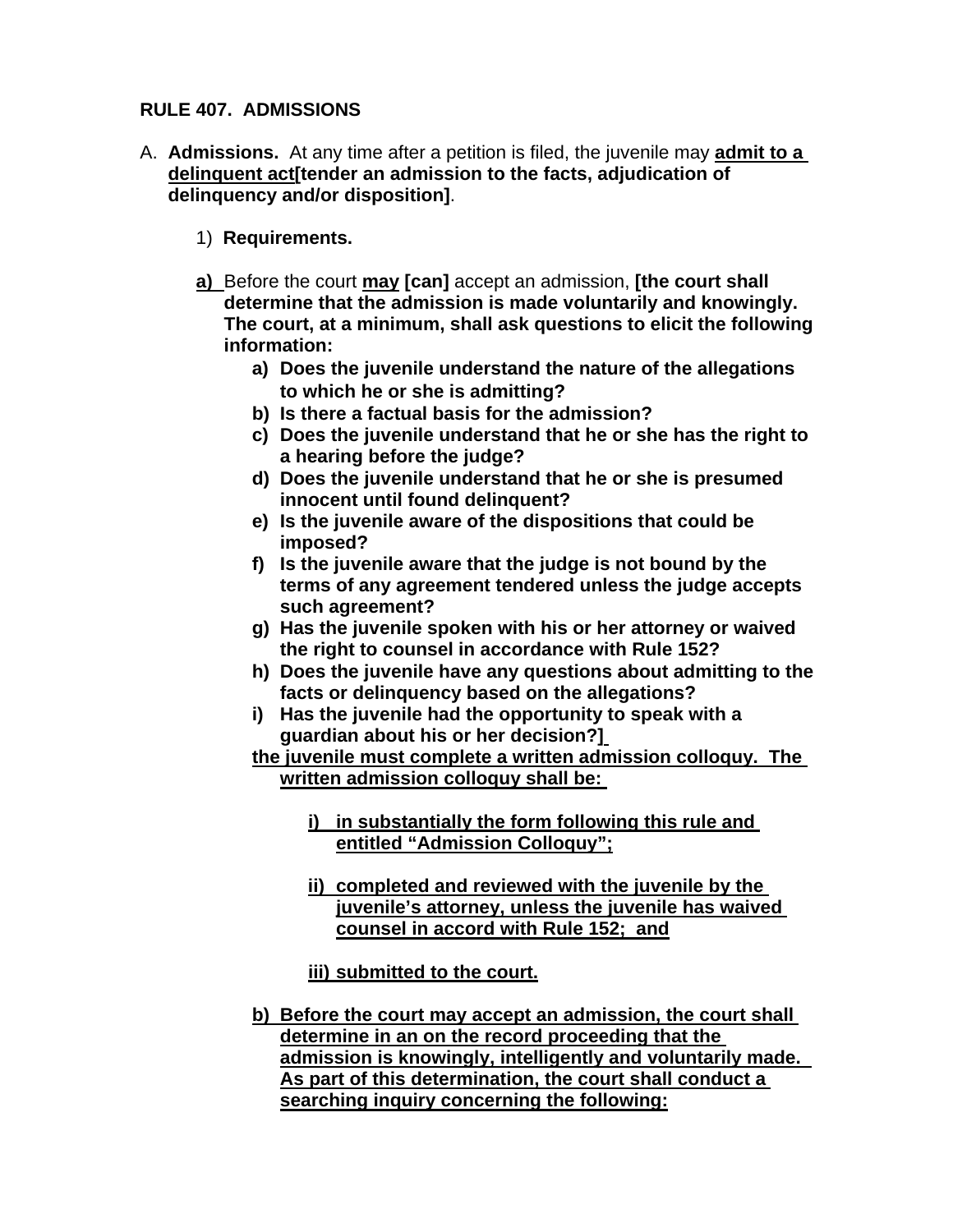**RULE 407. ADMISSIONS**

A. **Admissions.** At any time after a petition is filed, the juvenile may **<u>admit to a delinquent act</u>[tender an admission to the facts, adjudication of delinquency and/or disposition]**.

1) **Requirements.**

<u>**a)**</u> Before the court **<u>may</u> [can]** accept an admission, **[the court shall determine that the admission is made voluntarily and knowingly. The court, at a minimum, shall ask questions to elicit the following information:**

- **a) Does the juvenile understand the nature of the allegations to which he or she is admitting?**
- **b) Is there a factual basis for the admission?**
- **c) Does the juvenile understand that he or she has the right to a hearing before the judge?**
- **d) Does the juvenile understand that he or she is presumed innocent until found delinquent?**
- **e) Is the juvenile aware of the dispositions that could be imposed?**
- **f) Is the juvenile aware that the judge is not bound by the terms of any agreement tendered unless the judge accepts such agreement?**
- **g) Has the juvenile spoken with his or her attorney or waived the right to counsel in accordance with Rule 152?**
- **h) Does the juvenile have any questions about admitting to the facts or delinquency based on the allegations?**
- **i) Has the juvenile had the opportunity to speak with a guardian about his or her decision?]**

**<u>the juvenile must complete a written admission colloquy. The written admission colloquy shall be:</u>**

**<u>i) in substantially the form following this rule and entitled "Admission Colloquy";</u>**

**<u>ii) completed and reviewed with the juvenile by the juvenile's attorney, unless the juvenile has waived counsel in accord with Rule 152; and</u>**

**<u>iii) submitted to the court.</u>**

**<u>b) Before the court may accept an admission, the court shall determine in an on the record proceeding that the admission is knowingly, intelligently and voluntarily made. As part of this determination, the court shall conduct a searching inquiry concerning the following:</u>**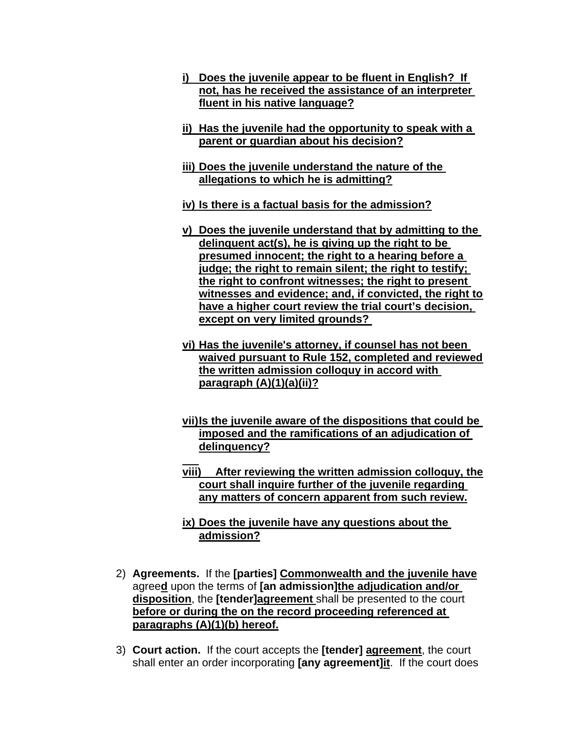- i) **Does the juvenile appear to be fluent in English? If not, has he received the assistance of an interpreter fluent in his native language?**

- ii) **Has the juvenile had the opportunity to speak with a parent or guardian about his decision?**

- iii) **Does the juvenile understand the nature of the allegations to which he is admitting?**

- iv) **Is there is a factual basis for the admission?**

- v) **Does the juvenile understand that by admitting to the delinquent act(s), he is giving up the right to be presumed innocent; the right to a hearing before a judge; the right to remain silent; the right to testify; the right to confront witnesses; the right to present witnesses and evidence; and, if convicted, the right to have a higher court review the trial court's decision, except on very limited grounds?**

- vi) **Has the juvenile's attorney, if counsel has not been waived pursuant to Rule 152, completed and reviewed the written admission colloquy in accord with paragraph (A)(1)(a)(ii)?**

- vii) **Is the juvenile aware of the dispositions that could be imposed and the ramifications of an adjudication of delinquency?**

- viii) **After reviewing the written admission colloquy, the court shall inquire further of the juvenile regarding any matters of concern apparent from such review.**

- ix) **Does the juvenile have any questions about the admission?**

2) **Agreements.** If the **[parties] Commonwealth and the juvenile have** agree**d** upon the terms of **[an admission]the adjudication and/or disposition**, the **[tender]agreement** shall be presented to the court **before or during the on the record proceeding referenced at paragraphs (A)(1)(b) hereof.**

3) **Court action.** If the court accepts the **[tender] agreement**, the court shall enter an order incorporating **[any agreement]it**. If the court does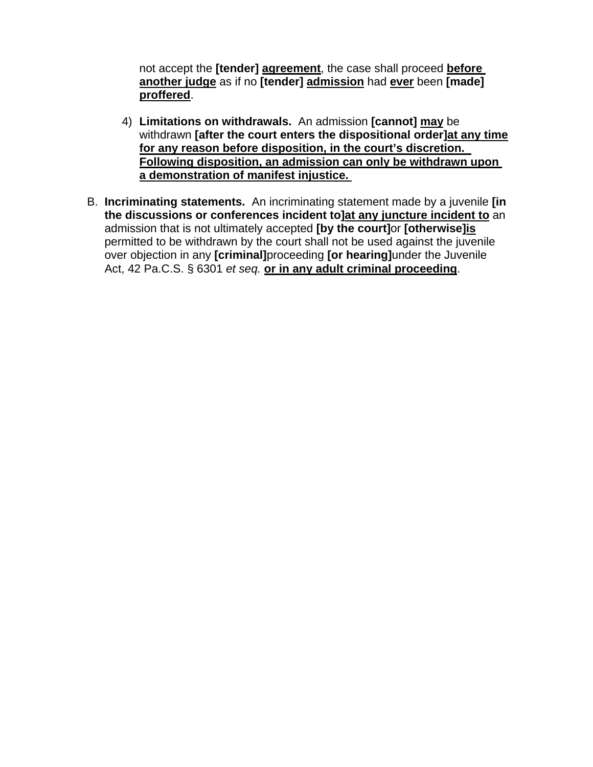not accept the **[tender]** **<u>agreement</u>**, the case shall proceed **<u>before another judge</u>** as if no **[tender]** **<u>admission</u>** had **<u>ever</u>** been **[made]** **<u>proffered</u>**.

4) **Limitations on withdrawals.** An admission **[cannot]** **<u>may</u>** be withdrawn **[after the court enters the dispositional order]<u>at any time for any reason before disposition, in the court's discretion. Following disposition, an admission can only be withdrawn upon a demonstration of manifest injustice.</u>**

B. **Incriminating statements.** An incriminating statement made by a juvenile **[in the discussions or conferences incident to]<u>at any juncture incident to</u>** an admission that is not ultimately accepted **[by the court]**or **[otherwise]<u>is</u>** permitted to be withdrawn by the court shall not be used against the juvenile over objection in any **[criminal]**proceeding **[or hearing]**under the Juvenile Act, 42 Pa.C.S. § 6301 *et seq.* **<u>or in any adult criminal proceeding</u>**.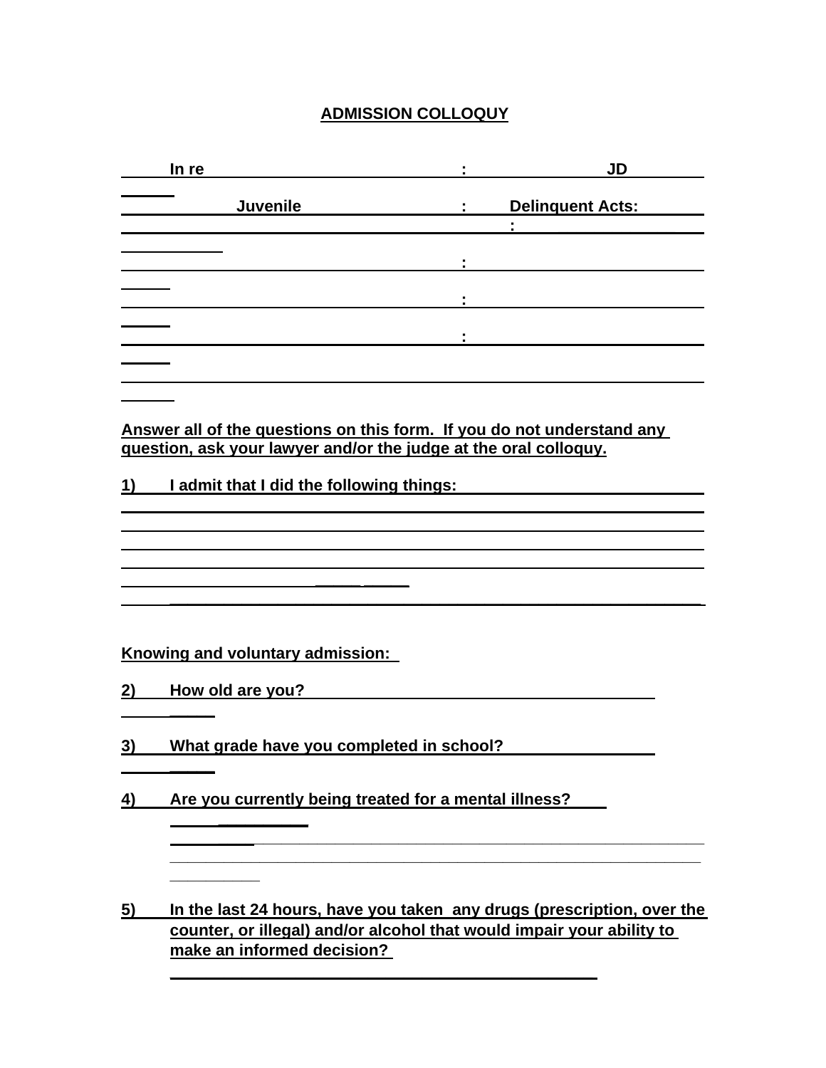# ADMISSION COLLOQUY

| In re | : | JD |
|---|---|---|
| Juvenile | : | Delinquent Acts: |
| | | : |
| | : | |
| | : | |
| | : | |

**Answer all of the questions on this form. If you do not understand any question, ask your lawyer and/or the judge at the oral colloquy.**

**1) I admit that I did the following things:** ______________________________

______________________________________________________________________

______________________________________________________________________

______________________________________________________________________

______________________________________________________________________

______________________________________________________________________

**Knowing and voluntary admission:**

**2) How old are you?** ______________________________

**3) What grade have you completed in school?** ______________________________

**4) Are you currently being treated for a mental illness?** ______________________________

______________________________________________________________________

______________________________________________________________________

**5) In the last 24 hours, have you taken any drugs (prescription, over the counter, or illegal) and/or alcohol that would impair your ability to make an informed decision?**

______________________________________________________________________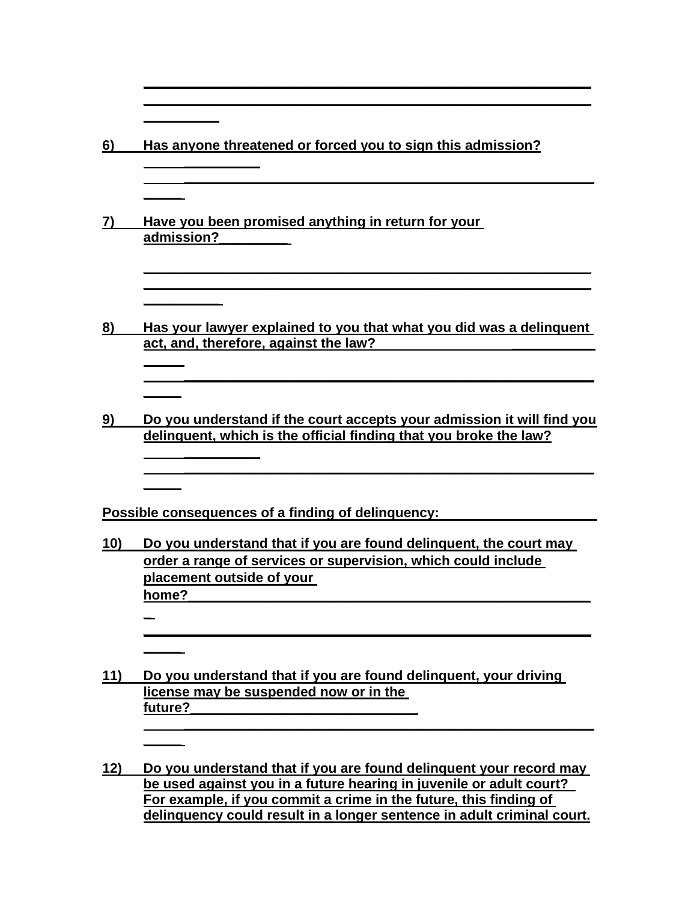______________________________________________________________________
______________________________________________________________________
__________

6) Has anyone threatened or forced you to sign this admission?

__________

______________________________________________________________________

7) Have you been promised anything in return for your admission?__________

______________________________________________________________________
______________________________________________________________________
__________

8) Has your lawyer explained to you that what you did was a delinquent act, and, therefore, against the law? __________

______________________________________________________________________

9) Do you understand if the court accepts your admission it will find you delinquent, which is the official finding that you broke the law?

__________

______________________________________________________________________

**Possible consequences of a finding of delinquency:**

10) Do you understand that if you are found delinquent, the court may order a range of services or supervision, which could include placement outside of your home?__________________________________________________

______________________________________________________________________

11) Do you understand that if you are found delinquent, your driving license may be suspended now or in the future?______________________________

______________________________________________________________________

12) Do you understand that if you are found delinquent your record may be used against you in a future hearing in juvenile or adult court? For example, if you commit a crime in the future, this finding of delinquency could result in a longer sentence in adult criminal court.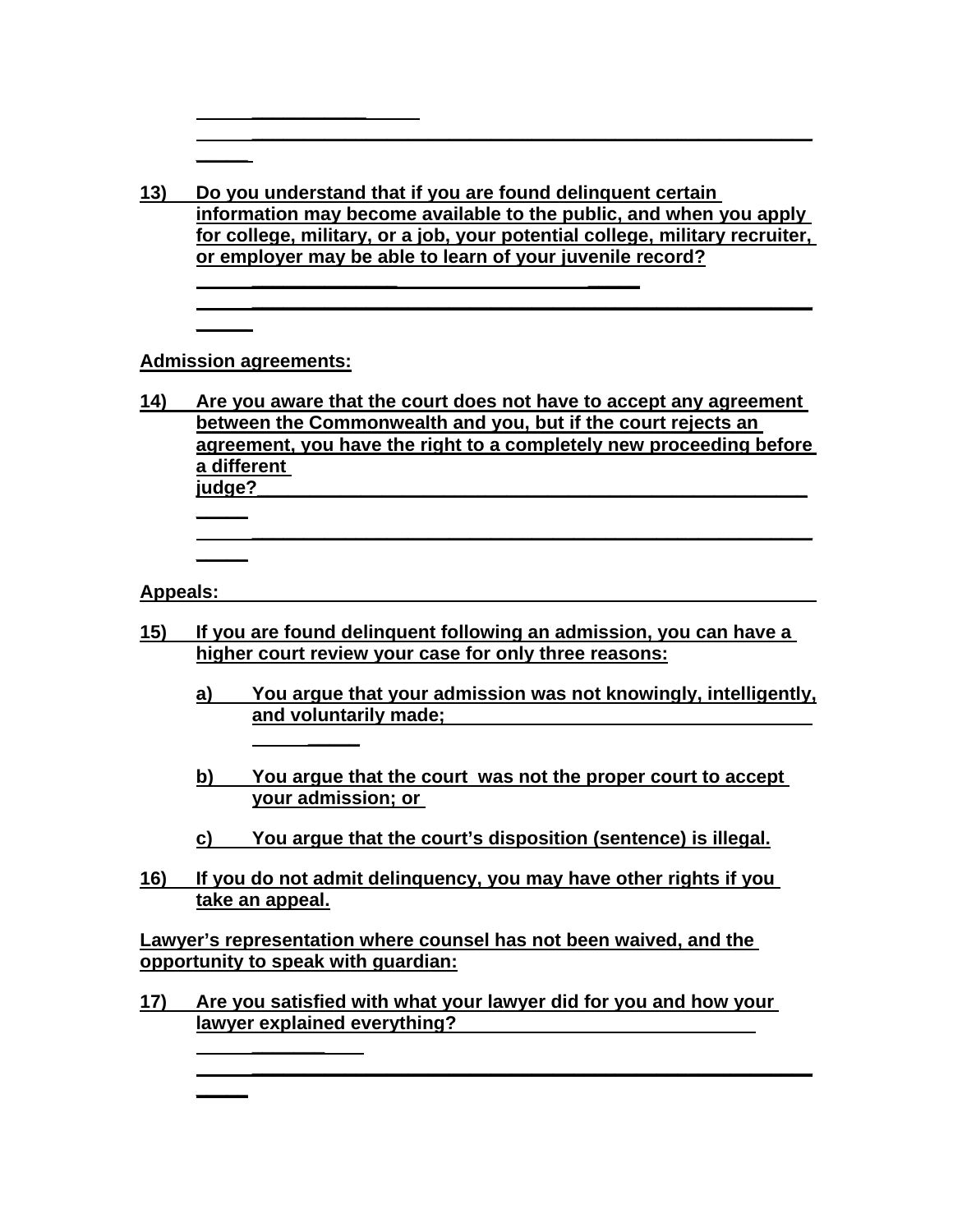**13) Do you understand that if you are found delinquent certain information may become available to the public, and when you apply for college, military, or a job, your potential college, military recruiter, or employer may be able to learn of your juvenile record?**

**Admission agreements:**

**14) Are you aware that the court does not have to accept any agreement between the Commonwealth and you, but if the court rejects an agreement, you have the right to a completely new proceeding before a different judge?**

**Appeals:**

**15) If you are found delinquent following an admission, you can have a higher court review your case for only three reasons:**

- **a) You argue that your admission was not knowingly, intelligently, and voluntarily made;**
- **b) You argue that the court was not the proper court to accept your admission; or**
- **c) You argue that the court's disposition (sentence) is illegal.**

**16) If you do not admit delinquency, you may have other rights if you take an appeal.**

**Lawyer's representation where counsel has not been waived, and the opportunity to speak with guardian:**

**17) Are you satisfied with what your lawyer did for you and how your lawyer explained everything?**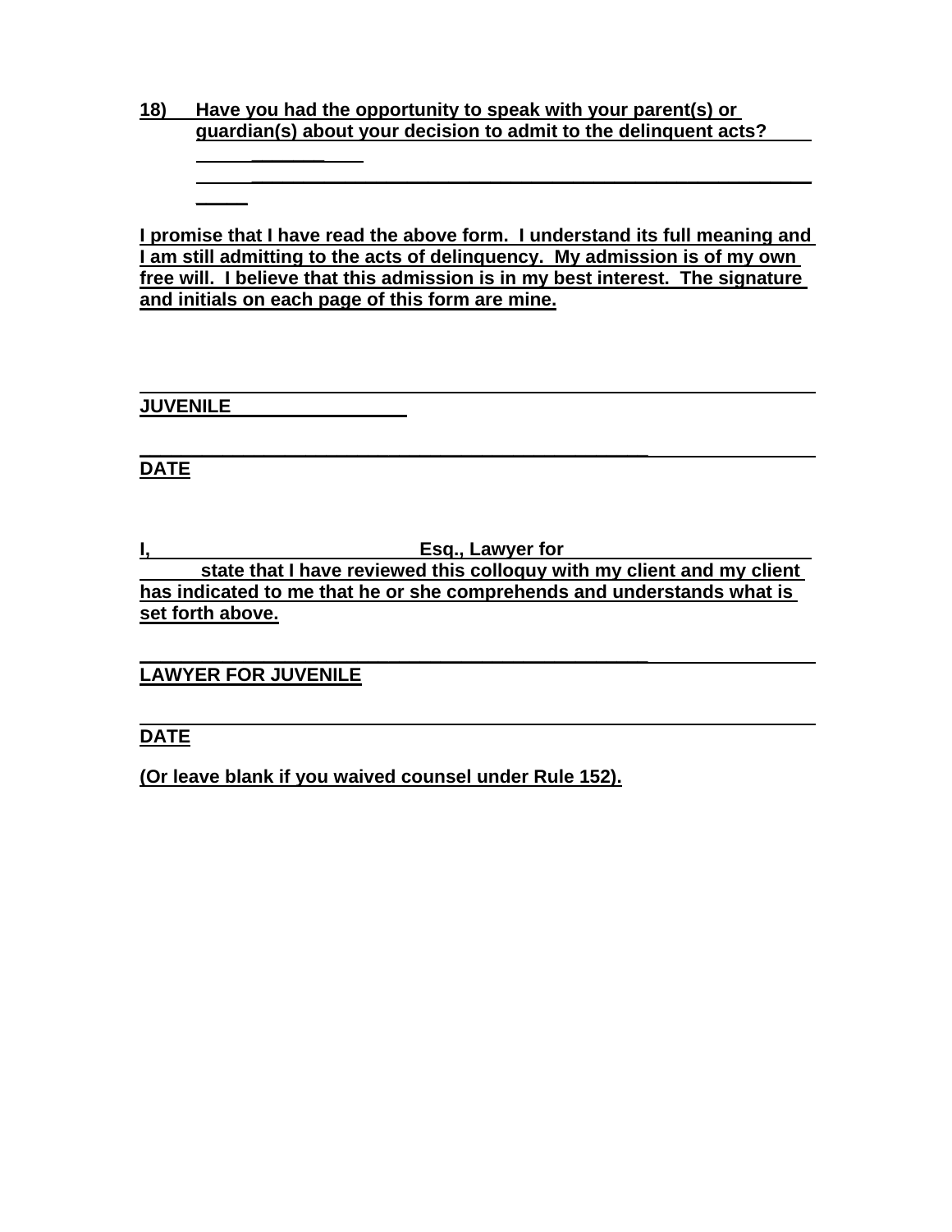**18) Have you had the opportunity to speak with your parent(s) or guardian(s) about your decision to admit to the delinquent acts?**

\_\_\_\_\_\_\_\_\_\_\_\_\_\_\_\_\_

\_\_\_\_\_\_\_\_\_\_\_\_\_\_\_\_\_\_\_\_\_\_\_\_\_\_\_\_\_\_\_\_\_\_\_\_\_\_\_\_\_\_\_\_\_\_\_\_\_\_\_\_\_\_\_\_\_\_\_\_\_\_\_\_\_\_

**I promise that I have read the above form. I understand its full meaning and I am still admitting to the acts of delinquency. My admission is of my own free will. I believe that this admission is in my best interest. The signature and initials on each page of this form are mine.**

\_\_\_\_\_\_\_\_\_\_\_\_\_\_\_\_\_\_\_\_\_\_\_\_\_\_\_\_\_\_\_\_\_\_\_\_\_\_\_\_\_\_\_\_\_\_\_\_\_\_\_\_\_\_\_\_\_\_\_\_\_\_\_\_\_\_

**JUVENILE**

\_\_\_\_\_\_\_\_\_\_\_\_\_\_\_\_\_\_\_\_\_\_\_\_\_\_\_\_\_\_\_\_\_\_\_\_\_\_\_\_\_\_\_\_\_\_\_\_\_\_\_\_\_\_\_\_\_\_\_\_\_\_\_\_\_\_

**DATE**

**I, \_\_\_\_\_\_\_\_\_\_\_\_\_\_\_\_\_\_\_\_\_\_\_\_\_\_ Esq., Lawyer for \_\_\_\_\_\_\_\_\_\_\_\_\_\_\_\_\_\_\_\_\_\_\_\_\_\_ state that I have reviewed this colloquy with my client and my client has indicated to me that he or she comprehends and understands what is set forth above.**

\_\_\_\_\_\_\_\_\_\_\_\_\_\_\_\_\_\_\_\_\_\_\_\_\_\_\_\_\_\_\_\_\_\_\_\_\_\_\_\_\_\_\_\_\_\_\_\_\_\_\_\_\_\_\_\_\_\_\_\_\_\_\_\_\_\_

**LAWYER FOR JUVENILE**

\_\_\_\_\_\_\_\_\_\_\_\_\_\_\_\_\_\_\_\_\_\_\_\_\_\_\_\_\_\_\_\_\_\_\_\_\_\_\_\_\_\_\_\_\_\_\_\_\_\_\_\_\_\_\_\_\_\_\_\_\_\_\_\_\_\_

**DATE**

**(Or leave blank if you waived counsel under Rule 152).**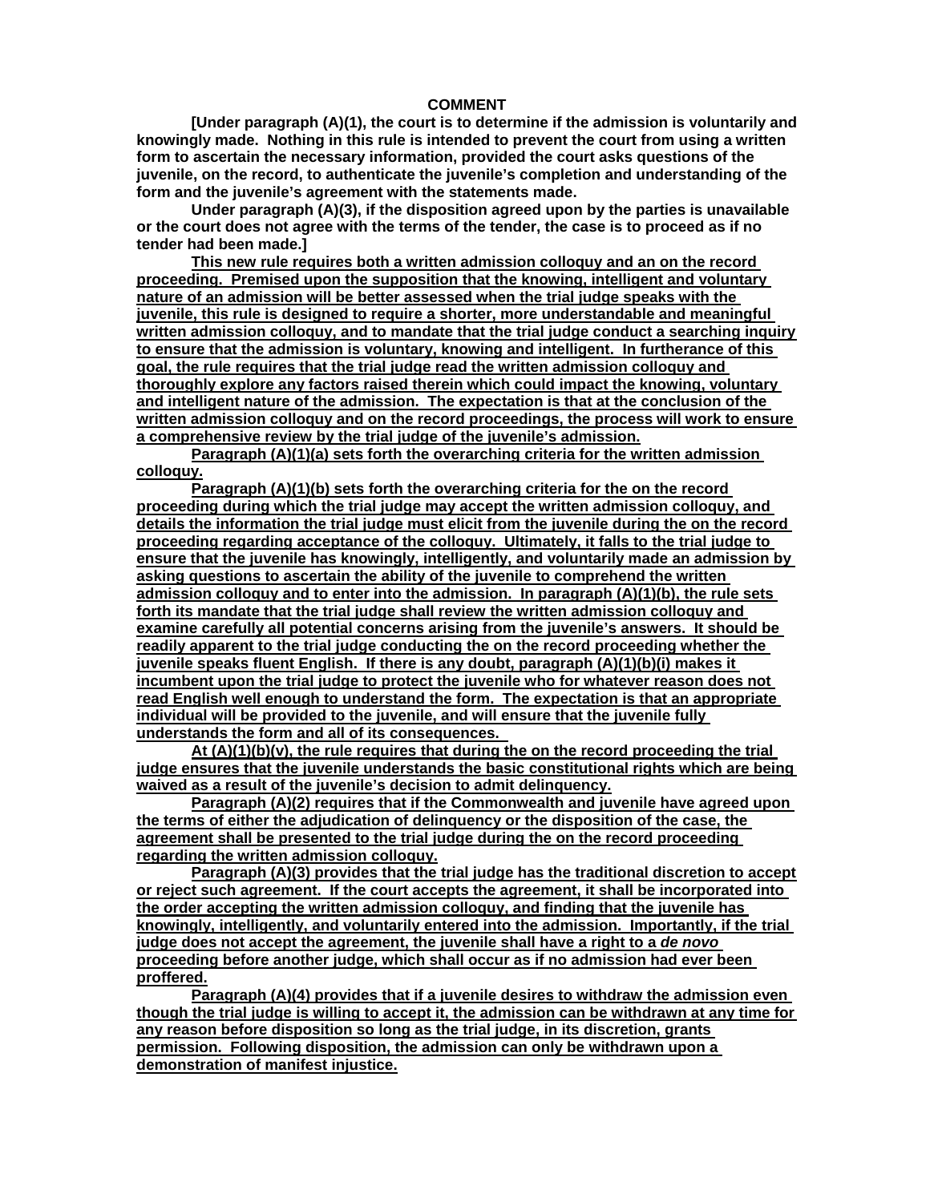**COMMENT**

**[Under paragraph (A)(1), the court is to determine if the admission is voluntarily and knowingly made. Nothing in this rule is intended to prevent the court from using a written form to ascertain the necessary information, provided the court asks questions of the juvenile, on the record, to authenticate the juvenile's completion and understanding of the form and the juvenile's agreement with the statements made.**

**Under paragraph (A)(3), if the disposition agreed upon by the parties is unavailable or the court does not agree with the terms of the tender, the case is to proceed as if no tender had been made.]**

**This new rule requires both a written admission colloquy and an on the record proceeding. Premised upon the supposition that the knowing, intelligent and voluntary nature of an admission will be better assessed when the trial judge speaks with the juvenile, this rule is designed to require a shorter, more understandable and meaningful written admission colloquy, and to mandate that the trial judge conduct a searching inquiry to ensure that the admission is voluntary, knowing and intelligent. In furtherance of this goal, the rule requires that the trial judge read the written admission colloquy and thoroughly explore any factors raised therein which could impact the knowing, voluntary and intelligent nature of the admission. The expectation is that at the conclusion of the written admission colloquy and on the record proceedings, the process will work to ensure a comprehensive review by the trial judge of the juvenile's admission.**

**Paragraph (A)(1)(a) sets forth the overarching criteria for the written admission colloquy.**

**Paragraph (A)(1)(b) sets forth the overarching criteria for the on the record proceeding during which the trial judge may accept the written admission colloquy, and details the information the trial judge must elicit from the juvenile during the on the record proceeding regarding acceptance of the colloquy. Ultimately, it falls to the trial judge to ensure that the juvenile has knowingly, intelligently, and voluntarily made an admission by asking questions to ascertain the ability of the juvenile to comprehend the written admission colloquy and to enter into the admission. In paragraph (A)(1)(b), the rule sets forth its mandate that the trial judge shall review the written admission colloquy and examine carefully all potential concerns arising from the juvenile's answers. It should be readily apparent to the trial judge conducting the on the record proceeding whether the juvenile speaks fluent English. If there is any doubt, paragraph (A)(1)(b)(i) makes it incumbent upon the trial judge to protect the juvenile who for whatever reason does not read English well enough to understand the form. The expectation is that an appropriate individual will be provided to the juvenile, and will ensure that the juvenile fully understands the form and all of its consequences.**

**At (A)(1)(b)(v), the rule requires that during the on the record proceeding the trial judge ensures that the juvenile understands the basic constitutional rights which are being waived as a result of the juvenile's decision to admit delinquency.**

**Paragraph (A)(2) requires that if the Commonwealth and juvenile have agreed upon the terms of either the adjudication of delinquency or the disposition of the case, the agreement shall be presented to the trial judge during the on the record proceeding regarding the written admission colloquy.**

**Paragraph (A)(3) provides that the trial judge has the traditional discretion to accept or reject such agreement. If the court accepts the agreement, it shall be incorporated into the order accepting the written admission colloquy, and finding that the juvenile has knowingly, intelligently, and voluntarily entered into the admission. Importantly, if the trial judge does not accept the agreement, the juvenile shall have a right to a *de novo* proceeding before another judge, which shall occur as if no admission had ever been proffered.**

**Paragraph (A)(4) provides that if a juvenile desires to withdraw the admission even though the trial judge is willing to accept it, the admission can be withdrawn at any time for any reason before disposition so long as the trial judge, in its discretion, grants permission. Following disposition, the admission can only be withdrawn upon a demonstration of manifest injustice.**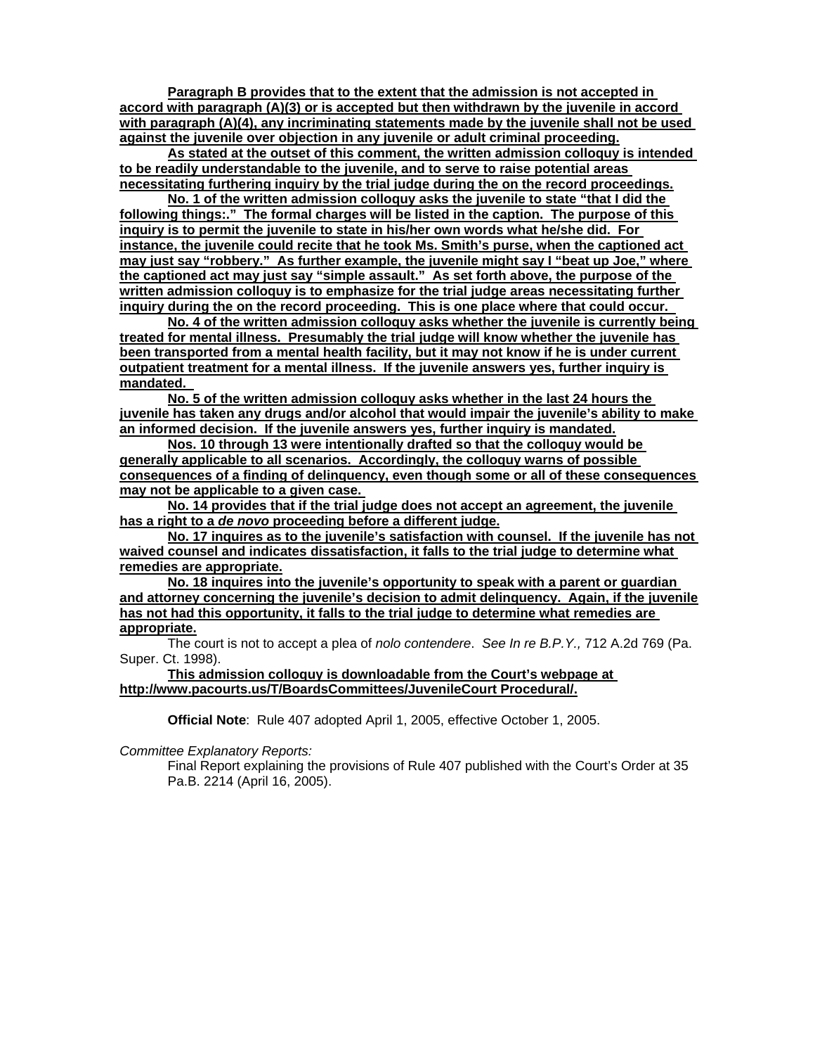**Paragraph B provides that to the extent that the admission is not accepted in accord with paragraph (A)(3) or is accepted but then withdrawn by the juvenile in accord with paragraph (A)(4), any incriminating statements made by the juvenile shall not be used against the juvenile over objection in any juvenile or adult criminal proceeding.**

**As stated at the outset of this comment, the written admission colloquy is intended to be readily understandable to the juvenile, and to serve to raise potential areas necessitating furthering inquiry by the trial judge during the on the record proceedings.**

**No. 1 of the written admission colloquy asks the juvenile to state "that I did the following things:." The formal charges will be listed in the caption. The purpose of this inquiry is to permit the juvenile to state in his/her own words what he/she did. For instance, the juvenile could recite that he took Ms. Smith's purse, when the captioned act may just say "robbery." As further example, the juvenile might say I "beat up Joe," where the captioned act may just say "simple assault." As set forth above, the purpose of the written admission colloquy is to emphasize for the trial judge areas necessitating further inquiry during the on the record proceeding. This is one place where that could occur.**

**No. 4 of the written admission colloquy asks whether the juvenile is currently being treated for mental illness. Presumably the trial judge will know whether the juvenile has been transported from a mental health facility, but it may not know if he is under current outpatient treatment for a mental illness. If the juvenile answers yes, further inquiry is mandated.**

**No. 5 of the written admission colloquy asks whether in the last 24 hours the juvenile has taken any drugs and/or alcohol that would impair the juvenile's ability to make an informed decision. If the juvenile answers yes, further inquiry is mandated.**

**Nos. 10 through 13 were intentionally drafted so that the colloquy would be generally applicable to all scenarios. Accordingly, the colloquy warns of possible consequences of a finding of delinquency, even though some or all of these consequences may not be applicable to a given case.**

**No. 14 provides that if the trial judge does not accept an agreement, the juvenile has a right to a *de novo* proceeding before a different judge.**

**No. 17 inquires as to the juvenile's satisfaction with counsel. If the juvenile has not waived counsel and indicates dissatisfaction, it falls to the trial judge to determine what remedies are appropriate.**

**No. 18 inquires into the juvenile's opportunity to speak with a parent or guardian and attorney concerning the juvenile's decision to admit delinquency. Again, if the juvenile has not had this opportunity, it falls to the trial judge to determine what remedies are appropriate.**

The court is not to accept a plea of *nolo contendere*. *See In re B.P.Y.,* 712 A.2d 769 (Pa. Super. Ct. 1998).

**This admission colloquy is downloadable from the Court's webpage at http://www.pacourts.us/T/BoardsCommittees/JuvenileCourt Procedural/.**

**Official Note**: Rule 407 adopted April 1, 2005, effective October 1, 2005.

*Committee Explanatory Reports:*

Final Report explaining the provisions of Rule 407 published with the Court's Order at 35 Pa.B. 2214 (April 16, 2005).